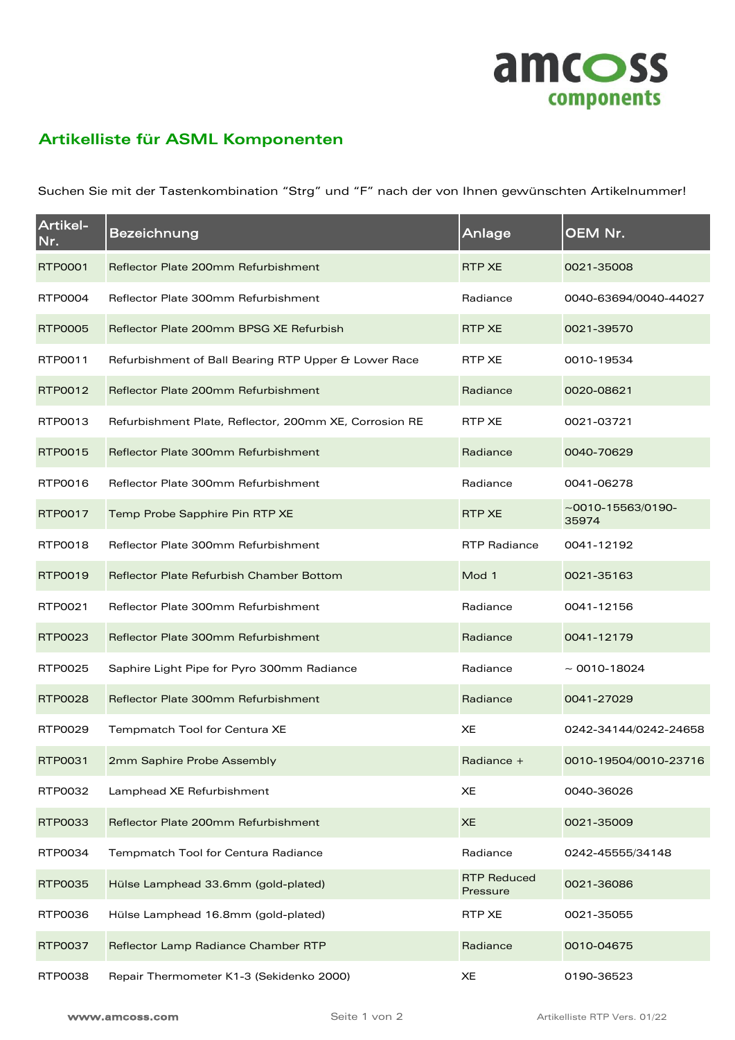## Artikelliste für ASML Komponenten

Suchen Sie mit der Tastenkombination “Strg” und “F” nach der von Ihnen gewünschten Artikelnummer!

| Artikel-Nr. | Bezeichnung | Anlage | OEM Nr. |
|---|---|---|---|
| RTP0001 | Reflector Plate 200mm Refurbishment | RTP XE | 0021-35008 |
| RTP0004 | Reflector Plate 300mm Refurbishment | Radiance | 0040-63694/0040-44027 |
| RTP0005 | Reflector Plate 200mm BPSG XE Refurbish | RTP XE | 0021-39570 |
| RTP0011 | Refurbishment of Ball Bearing RTP Upper & Lower Race | RTP XE | 0010-19534 |
| RTP0012 | Reflector Plate 200mm Refurbishment | Radiance | 0020-08621 |
| RTP0013 | Refurbishment Plate, Reflector, 200mm XE, Corrosion RE | RTP XE | 0021-03721 |
| RTP0015 | Reflector Plate 300mm Refurbishment | Radiance | 0040-70629 |
| RTP0016 | Reflector Plate 300mm Refurbishment | Radiance | 0041-06278 |
| RTP0017 | Temp Probe Sapphire Pin RTP XE | RTP XE | ~0010-15563/0190-35974 |
| RTP0018 | Reflector Plate 300mm Refurbishment | RTP Radiance | 0041-12192 |
| RTP0019 | Reflector Plate Refurbish Chamber Bottom | Mod 1 | 0021-35163 |
| RTP0021 | Reflector Plate 300mm Refurbishment | Radiance | 0041-12156 |
| RTP0023 | Reflector Plate 300mm Refurbishment | Radiance | 0041-12179 |
| RTP0025 | Saphire Light Pipe for Pyro 300mm Radiance | Radiance | ~ 0010-18024 |
| RTP0028 | Reflector Plate 300mm Refurbishment | Radiance | 0041-27029 |
| RTP0029 | Tempmatch Tool for Centura XE | XE | 0242-34144/0242-24658 |
| RTP0031 | 2mm Saphire Probe Assembly | Radiance + | 0010-19504/0010-23716 |
| RTP0032 | Lamphead XE Refurbishment | XE | 0040-36026 |
| RTP0033 | Reflector Plate 200mm Refurbishment | XE | 0021-35009 |
| RTP0034 | Tempmatch Tool for Centura Radiance | Radiance | 0242-45555/34148 |
| RTP0035 | Hülse Lamphead 33.6mm (gold-plated) | RTP Reduced Pressure | 0021-36086 |
| RTP0036 | Hülse Lamphead 16.8mm (gold-plated) | RTP XE | 0021-35055 |
| RTP0037 | Reflector Lamp Radiance Chamber RTP | Radiance | 0010-04675 |
| RTP0038 | Repair Thermometer K1-3 (Sekidenko 2000) | XE | 0190-36523 |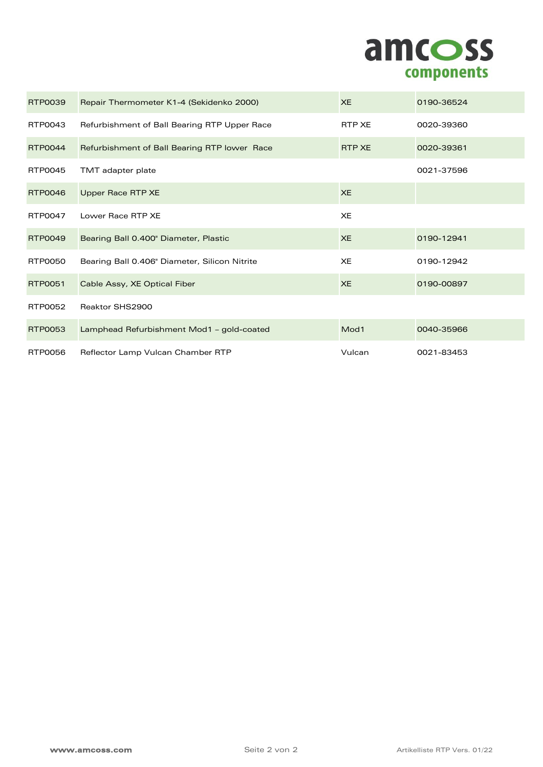| | | | |
|---|---|---|---|
| RTP0039 | Repair Thermometer K1-4 (Sekidenko 2000) | XE | 0190-36524 |
| RTP0043 | Refurbishment of Ball Bearing RTP Upper Race | RTP XE | 0020-39360 |
| RTP0044 | Refurbishment of Ball Bearing RTP lower Race | RTP XE | 0020-39361 |
| RTP0045 | TMT adapter plate | | 0021-37596 |
| RTP0046 | Upper Race RTP XE | XE | |
| RTP0047 | Lower Race RTP XE | XE | |
| RTP0049 | Bearing Ball 0.400" Diameter, Plastic | XE | 0190-12941 |
| RTP0050 | Bearing Ball 0.406" Diameter, Silicon Nitrite | XE | 0190-12942 |
| RTP0051 | Cable Assy, XE Optical Fiber | XE | 0190-00897 |
| RTP0052 | Reaktor SHS2900 | | |
| RTP0053 | Lamphead Refurbishment Mod1 – gold-coated | Mod1 | 0040-35966 |
| RTP0056 | Reflector Lamp Vulcan Chamber RTP | Vulcan | 0021-83453 |